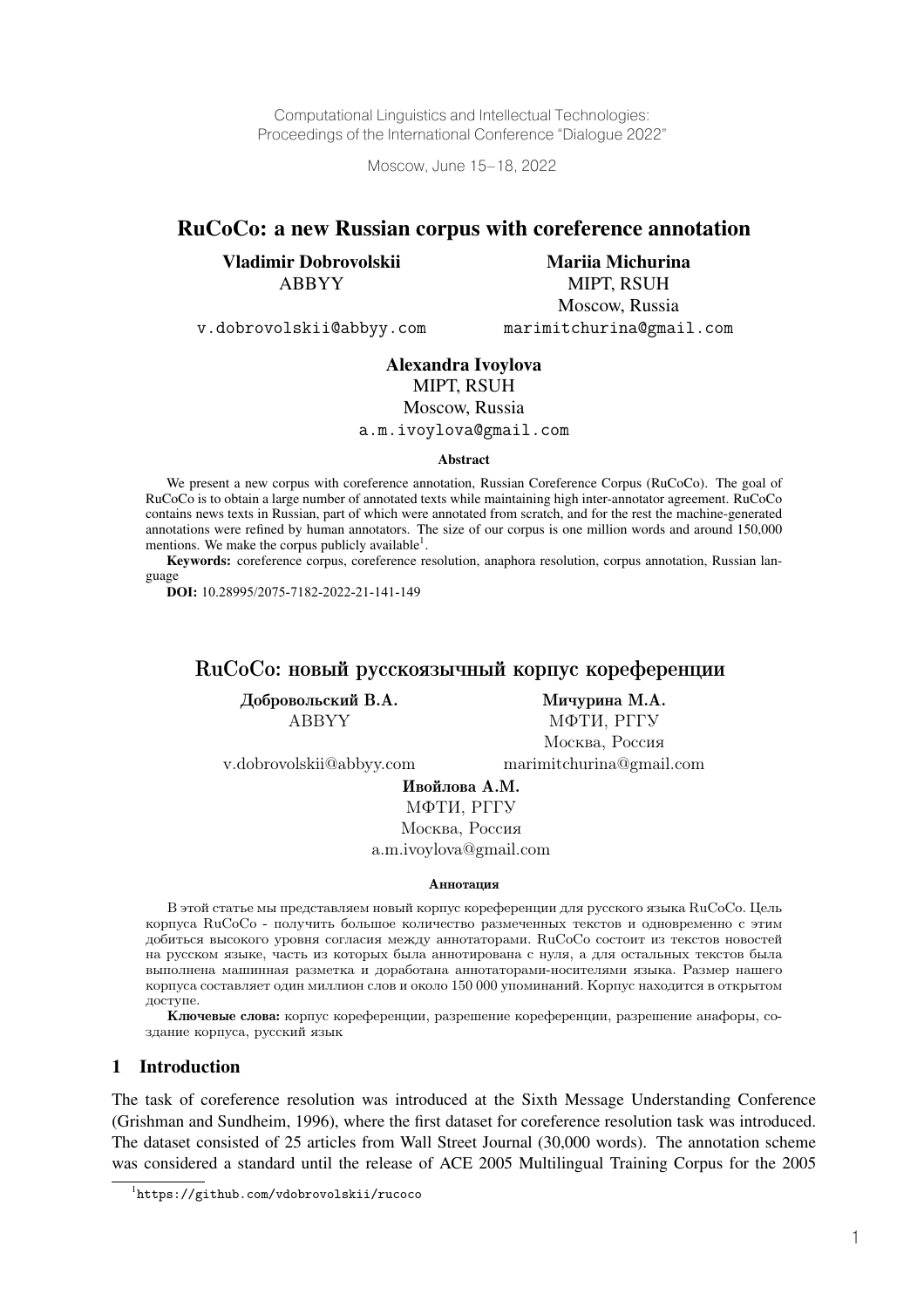Computational Linguistics and Intellectual Technologies:
Proceedings of the International Conference "Dialogue 2022"

Moscow, June 15–18, 2022

# RuCoCo: a new Russian corpus with coreference annotation

**Vladimir Dobrovolskii**
ABBYY
v.dobrovolskii@abbyy.com

**Mariia Michurina**
MIPT, RSUH
Moscow, Russia
marimitchurina@gmail.com

**Alexandra Ivoylova**
MIPT, RSUH
Moscow, Russia
a.m.ivoylova@gmail.com

### Abstract

We present a new corpus with coreference annotation, Russian Coreference Corpus (RuCoCo). The goal of RuCoCo is to obtain a large number of annotated texts while maintaining high inter-annotator agreement. RuCoCo contains news texts in Russian, part of which were annotated from scratch, and for the rest the machine-generated annotations were refined by human annotators. The size of our corpus is one million words and around 150,000 mentions. We make the corpus publicly available[1].

**Keywords:** coreference corpus, coreference resolution, anaphora resolution, corpus annotation, Russian language

**DOI:** 10.28995/2075-7182-2022-21-141-149

# RuCoCo: новый русскоязычный корпус кореференции

**Добровольский В.А.**
ABBYY
v.dobrovolskii@abbyy.com

**Мичурина М.А.**
МФТИ, РГГУ
Москва, Россия
marimitchurina@gmail.com

**Ивойлова А.М.**
МФТИ, РГГУ
Москва, Россия
a.m.ivoylova@gmail.com

### Аннотация

В этой статье мы представляем новый корпус кореференции для русского языка RuCoCo. Цель корпуса RuCoCo - получить большое количество размеченных текстов и одновременно с этим добиться высокого уровня согласия между аннотаторами. RuCoCo состоит из текстов новостей на русском языке, часть из которых была аннотирована с нуля, а для остальных текстов была выполнена машинная разметка и доработана аннотаторами-носителями языка. Размер нашего корпуса составляет один миллион слов и около 150 000 упоминаний. Корпус находится в открытом доступе.

**Ключевые слова:** корпус кореференции, разрешение кореференции, разрешение анафоры, создание корпуса, русский язык

## 1 Introduction

The task of coreference resolution was introduced at the Sixth Message Understanding Conference (Grishman and Sundheim, 1996), where the first dataset for coreference resolution task was introduced. The dataset consisted of 25 articles from Wall Street Journal (30,000 words). The annotation scheme was considered a standard until the release of ACE 2005 Multilingual Training Corpus for the 2005

[1] https://github.com/vdobrovolskii/rucoco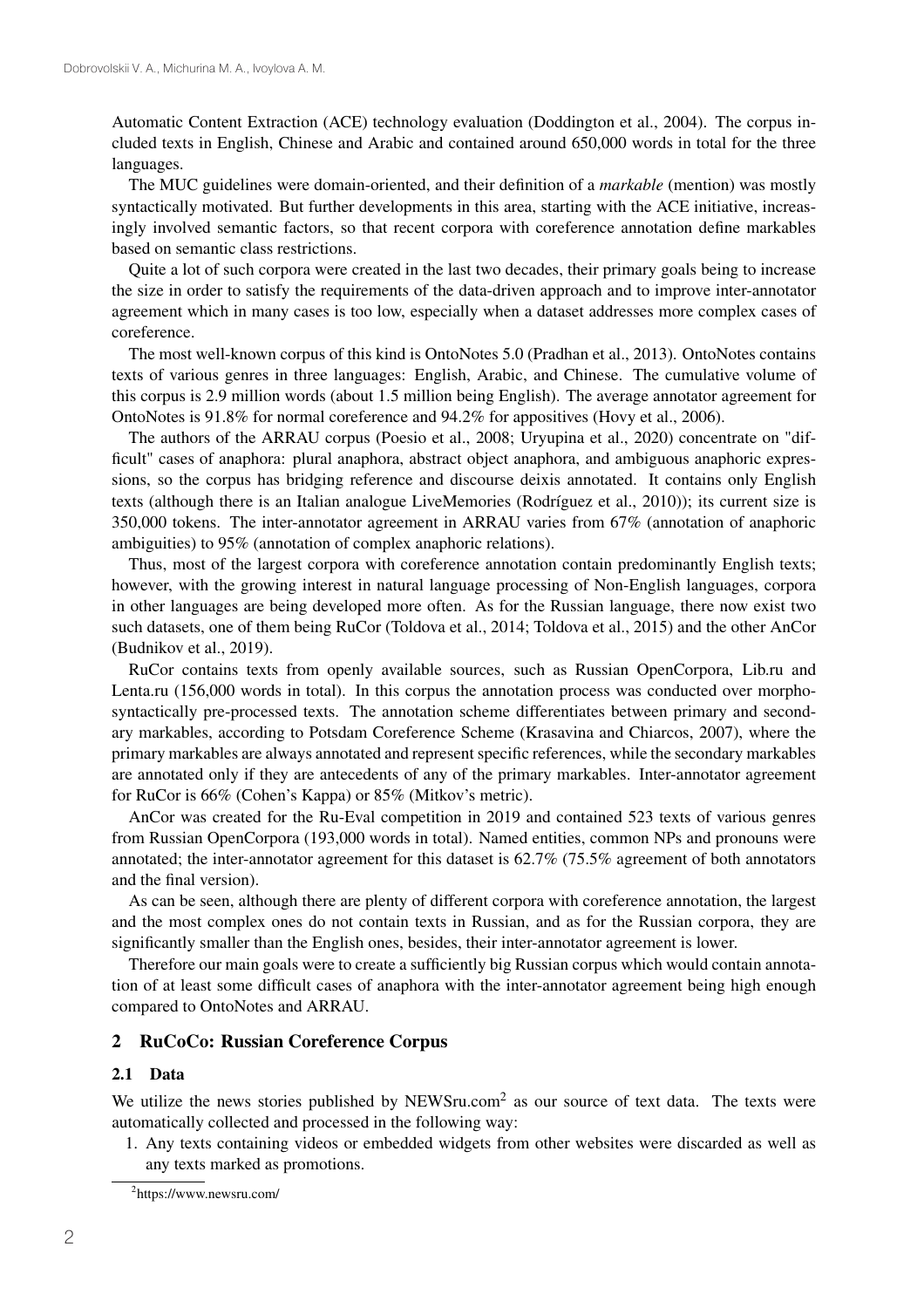Automatic Content Extraction (ACE) technology evaluation (Doddington et al., 2004). The corpus included texts in English, Chinese and Arabic and contained around 650,000 words in total for the three languages.

The MUC guidelines were domain-oriented, and their definition of a *markable* (mention) was mostly syntactically motivated. But further developments in this area, starting with the ACE initiative, increasingly involved semantic factors, so that recent corpora with coreference annotation define markables based on semantic class restrictions.

Quite a lot of such corpora were created in the last two decades, their primary goals being to increase the size in order to satisfy the requirements of the data-driven approach and to improve inter-annotator agreement which in many cases is too low, especially when a dataset addresses more complex cases of coreference.

The most well-known corpus of this kind is OntoNotes 5.0 (Pradhan et al., 2013). OntoNotes contains texts of various genres in three languages: English, Arabic, and Chinese. The cumulative volume of this corpus is 2.9 million words (about 1.5 million being English). The average annotator agreement for OntoNotes is 91.8% for normal coreference and 94.2% for appositives (Hovy et al., 2006).

The authors of the ARRAU corpus (Poesio et al., 2008; Uryupina et al., 2020) concentrate on "difficult" cases of anaphora: plural anaphora, abstract object anaphora, and ambiguous anaphoric expressions, so the corpus has bridging reference and discourse deixis annotated. It contains only English texts (although there is an Italian analogue LiveMemories (Rodríguez et al., 2010)); its current size is 350,000 tokens. The inter-annotator agreement in ARRAU varies from 67% (annotation of anaphoric ambiguities) to 95% (annotation of complex anaphoric relations).

Thus, most of the largest corpora with coreference annotation contain predominantly English texts; however, with the growing interest in natural language processing of Non-English languages, corpora in other languages are being developed more often. As for the Russian language, there now exist two such datasets, one of them being RuCor (Toldova et al., 2014; Toldova et al., 2015) and the other AnCor (Budnikov et al., 2019).

RuCor contains texts from openly available sources, such as Russian OpenCorpora, Lib.ru and Lenta.ru (156,000 words in total). In this corpus the annotation process was conducted over morphosyntactically pre-processed texts. The annotation scheme differentiates between primary and secondary markables, according to Potsdam Coreference Scheme (Krasavina and Chiarcos, 2007), where the primary markables are always annotated and represent specific references, while the secondary markables are annotated only if they are antecedents of any of the primary markables. Inter-annotator agreement for RuCor is 66% (Cohen's Kappa) or 85% (Mitkov's metric).

AnCor was created for the Ru-Eval competition in 2019 and contained 523 texts of various genres from Russian OpenCorpora (193,000 words in total). Named entities, common NPs and pronouns were annotated; the inter-annotator agreement for this dataset is 62.7% (75.5% agreement of both annotators and the final version).

As can be seen, although there are plenty of different corpora with coreference annotation, the largest and the most complex ones do not contain texts in Russian, and as for the Russian corpora, they are significantly smaller than the English ones, besides, their inter-annotator agreement is lower.

Therefore our main goals were to create a sufficiently big Russian corpus which would contain annotation of at least some difficult cases of anaphora with the inter-annotator agreement being high enough compared to OntoNotes and ARRAU.

## 2 RuCoCo: Russian Coreference Corpus

### 2.1 Data

We utilize the news stories published by NEWSru.com[2] as our source of text data. The texts were automatically collected and processed in the following way:

1. Any texts containing videos or embedded widgets from other websites were discarded as well as any texts marked as promotions.

[2] https://www.newsru.com/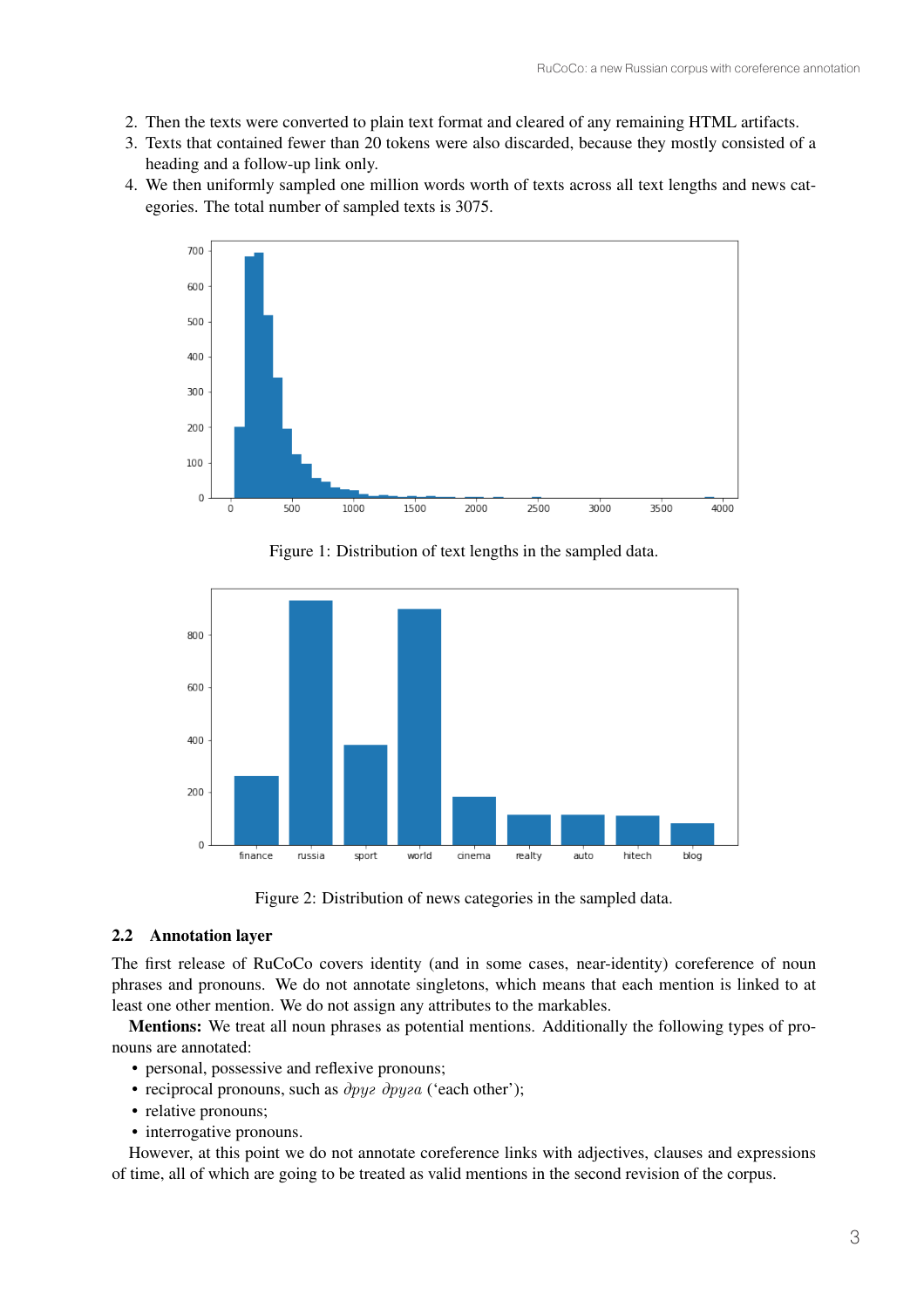2. Then the texts were converted to plain text format and cleared of any remaining HTML artifacts.
3. Texts that contained fewer than 20 tokens were also discarded, because they mostly consisted of a heading and a follow-up link only.
4. We then uniformly sampled one million words worth of texts across all text lengths and news categories. The total number of sampled texts is 3075.

Figure 1: Distribution of text lengths in the sampled data.

Figure 2: Distribution of news categories in the sampled data.

## 2.2 Annotation layer

The first release of RuCoCo covers identity (and in some cases, near-identity) coreference of noun phrases and pronouns. We do not annotate singletons, which means that each mention is linked to at least one other mention. We do not assign any attributes to the markables.

**Mentions:** We treat all noun phrases as potential mentions. Additionally the following types of pronouns are annotated:

- personal, possessive and reflexive pronouns;
- reciprocal pronouns, such as *друг друга* ('each other');
- relative pronouns;
- interrogative pronouns.

However, at this point we do not annotate coreference links with adjectives, clauses and expressions of time, all of which are going to be treated as valid mentions in the second revision of the corpus.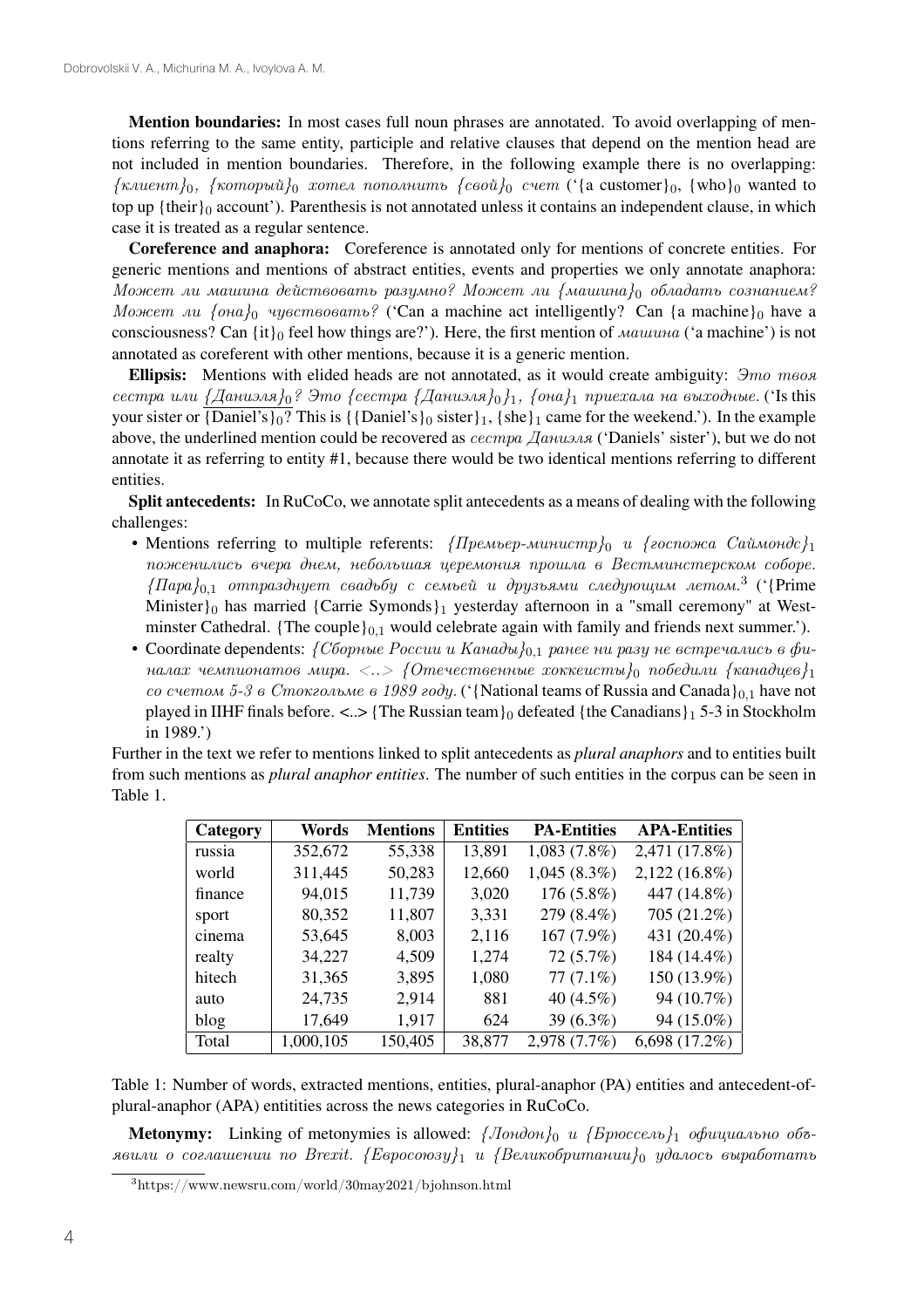**Mention boundaries:** In most cases full noun phrases are annotated. To avoid overlapping of mentions referring to the same entity, participle and relative clauses that depend on the mention head are not included in mention boundaries. Therefore, in the following example there is no overlapping: *{клиент}$_0$, {который}$_0$ хотел пополнить {свой}$_0$ счет* ('{a customer}$_0$, {who}$_0$ wanted to top up {their}$_0$ account'). Parenthesis is not annotated unless it contains an independent clause, in which case it is treated as a regular sentence.

**Coreference and anaphora:** Coreference is annotated only for mentions of concrete entities. For generic mentions and mentions of abstract entities, events and properties we only annotate anaphora: *Может ли машина действовать разумно? Может ли {машина}$_0$ обладать сознанием? Может ли {она}$_0$ чувствовать?* ('Can a machine act intelligently? Can {a machine}$_0$ have a consciousness? Can {it}$_0$ feel how things are?'). Here, the first mention of *машина* ('a machine') is not annotated as coreferent with other mentions, because it is a generic mention.

**Ellipsis:** Mentions with elided heads are not annotated, as it would create ambiguity: *Это твоя сестра или <u>{Даниэля}$_0$</u>? Это {сестра {Даниэля}$_0$}$_1$, {она}$_1$ приехала на выходные.* ('Is this your sister or <u>{Daniel's}$_0$</u>? This is {{Daniel's}$_0$ sister}$_1$, {she}$_1$ came for the weekend.'). In the example above, the underlined mention could be recovered as *сестра Даниэля* ('Daniels' sister'), but we do not annotate it as referring to entity #1, because there would be two identical mentions referring to different entities.

**Split antecedents:** In RuCoCo, we annotate split antecedents as a means of dealing with the following challenges:

- Mentions referring to multiple referents: *{Премьер-министр}$_0$ и {госпожа Саймондс}$_1$ поженились вчера днем, небольшая церемония прошла в Вестминстерском соборе. {Пара}$_{0,1}$ отпразднует свадьбу с семьей и друзьями следующим летом.*[3] ('{Prime Minister}$_0$ has married {Carrie Symonds}$_1$ yesterday afternoon in a "small ceremony" at Westminster Cathedral. {The couple}$_{0,1}$ would celebrate again with family and friends next summer.').
- Coordinate dependents: *{Сборные России и Канады}$_{0,1}$ ранее ни разу не встречались в финалах чемпионатов мира. <..> {Отечественные хоккеисты}$_0$ победили {канадцев}$_1$ со счетом 5-3 в Стокгольме в 1989 году.* ('{National teams of Russia and Canada}$_{0,1}$ have not played in IIHF finals before. <..> {The Russian team}$_0$ defeated {the Canadians}$_1$ 5-3 in Stockholm in 1989.')

Further in the text we refer to mentions linked to split antecedents as *plural anaphors* and to entities built from such mentions as *plural anaphor entities*. The number of such entities in the corpus can be seen in Table 1.

| Category | Words | Mentions | Entities | PA-Entities | APA-Entities |
|---|---|---|---|---|---|
| russia | 352,672 | 55,338 | 13,891 | 1,083 (7.8%) | 2,471 (17.8%) |
| world | 311,445 | 50,283 | 12,660 | 1,045 (8.3%) | 2,122 (16.8%) |
| finance | 94,015 | 11,739 | 3,020 | 176 (5.8%) | 447 (14.8%) |
| sport | 80,352 | 11,807 | 3,331 | 279 (8.4%) | 705 (21.2%) |
| cinema | 53,645 | 8,003 | 2,116 | 167 (7.9%) | 431 (20.4%) |
| realty | 34,227 | 4,509 | 1,274 | 72 (5.7%) | 184 (14.4%) |
| hitech | 31,365 | 3,895 | 1,080 | 77 (7.1%) | 150 (13.9%) |
| auto | 24,735 | 2,914 | 881 | 40 (4.5%) | 94 (10.7%) |
| blog | 17,649 | 1,917 | 624 | 39 (6.3%) | 94 (15.0%) |
| Total | 1,000,105 | 150,405 | 38,877 | 2,978 (7.7%) | 6,698 (17.2%) |

Table 1: Number of words, extracted mentions, entities, plural-anaphor (PA) entities and antecedent-of-plural-anaphor (APA) entitities across the news categories in RuCoCo.

**Metonymy:** Linking of metonymies is allowed: *{Лондон}$_0$ и {Брюссель}$_1$ официально объявили о соглашении по Brexit. {Евросоюзу}$_1$ и {Великобритании}$_0$ удалось выработать*

[3] https://www.newsru.com/world/30may2021/bjohnson.html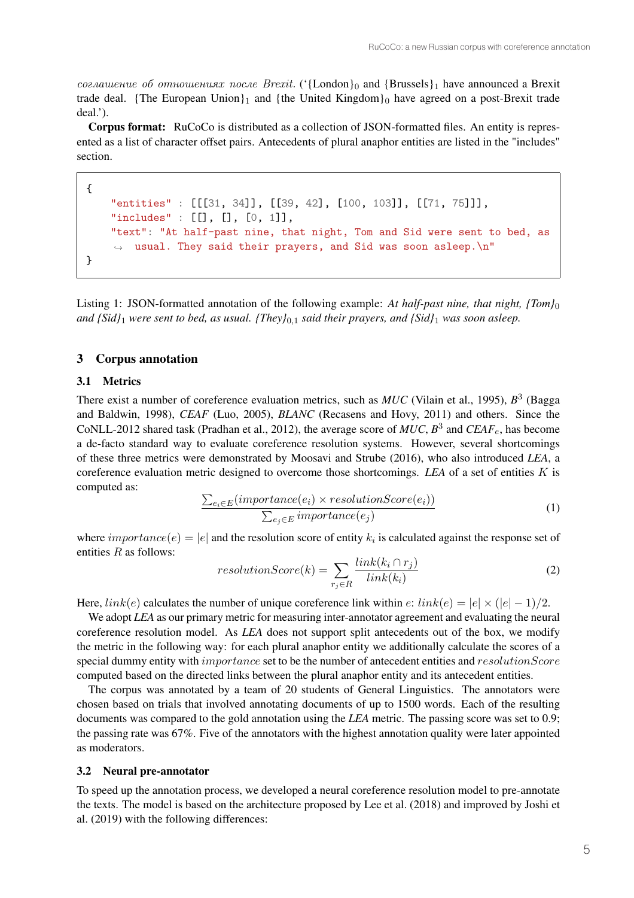*соглашение об отношениях после Brexit.* (‘{London}$_0$ and {Brussels}$_1$ have announced a Brexit trade deal. {The European Union}$_1$ and {the United Kingdom}$_0$ have agreed on a post-Brexit trade deal.’).

**Corpus format:** RuCoCo is distributed as a collection of JSON-formatted files. An entity is represented as a list of character offset pairs. Antecedents of plural anaphor entities are listed in the "includes" section.

```
{
    "entities" : [[[31, 34]], [[39, 42], [100, 103]], [[71, 75]]],
    "includes" : [[], [], [0, 1]],
    "text": "At half-past nine, that night, Tom and Sid were sent to bed, as
    ↪ usual. They said their prayers, and Sid was soon asleep.\n"
}
```

Listing 1: JSON-formatted annotation of the following example: *At half-past nine, that night, {Tom}$_0$ and {Sid}$_1$ were sent to bed, as usual. {They}$_{0,1}$ said their prayers, and {Sid}$_1$ was soon asleep.*

## 3 Corpus annotation

### 3.1 Metrics

There exist a number of coreference evaluation metrics, such as *MUC* (Vilain et al., 1995), *B*$^3$ (Bagga and Baldwin, 1998), *CEAF* (Luo, 2005), *BLANC* (Recasens and Hovy, 2011) and others. Since the CoNLL-2012 shared task (Pradhan et al., 2012), the average score of *MUC*, *B*$^3$ and *CEAF*$_e$, has become a de-facto standard way to evaluate coreference resolution systems. However, several shortcomings of these three metrics were demonstrated by Moosavi and Strube (2016), who also introduced *LEA*, a coreference evaluation metric designed to overcome those shortcomings. *LEA* of a set of entities $K$ is computed as:

$$\frac{\sum_{e_i \in E}(importance(e_i) \times resolutionScore(e_i))}{\sum_{e_j \in E} importance(e_j)} \tag{1}$$

where $importance(e) = |e|$ and the resolution score of entity $k_i$ is calculated against the response set of entities $R$ as follows:

$$resolutionScore(k) = \sum_{r_j \in R} \frac{link(k_i \cap r_j)}{link(k_i)} \tag{2}$$

Here, $link(e)$ calculates the number of unique coreference link within $e$: $link(e) = |e| \times (|e| - 1)/2$.

We adopt *LEA* as our primary metric for measuring inter-annotator agreement and evaluating the neural coreference resolution model. As *LEA* does not support split antecedents out of the box, we modify the metric in the following way: for each plural anaphor entity we additionally calculate the scores of a special dummy entity with $importance$ set to be the number of antecedent entities and $resolutionScore$ computed based on the directed links between the plural anaphor entity and its antecedent entities.

The corpus was annotated by a team of 20 students of General Linguistics. The annotators were chosen based on trials that involved annotating documents of up to 1500 words. Each of the resulting documents was compared to the gold annotation using the *LEA* metric. The passing score was set to 0.9; the passing rate was 67%. Five of the annotators with the highest annotation quality were later appointed as moderators.

### 3.2 Neural pre-annotator

To speed up the annotation process, we developed a neural coreference resolution model to pre-annotate the texts. The model is based on the architecture proposed by Lee et al. (2018) and improved by Joshi et al. (2019) with the following differences: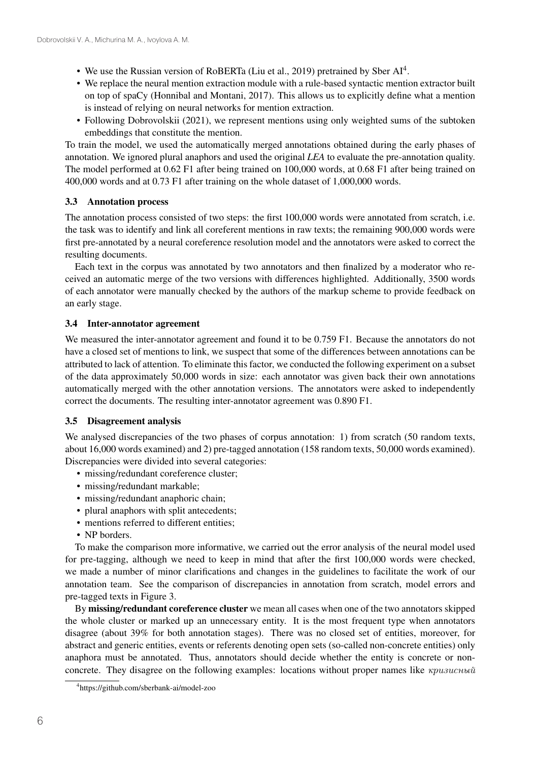- We use the Russian version of RoBERTa (Liu et al., 2019) pretrained by Sber AI[4].
- We replace the neural mention extraction module with a rule-based syntactic mention extractor built on top of spaCy (Honnibal and Montani, 2017). This allows us to explicitly define what a mention is instead of relying on neural networks for mention extraction.
- Following Dobrovolskii (2021), we represent mentions using only weighted sums of the subtoken embeddings that constitute the mention.

To train the model, we used the automatically merged annotations obtained during the early phases of annotation. We ignored plural anaphors and used the original *LEA* to evaluate the pre-annotation quality. The model performed at 0.62 F1 after being trained on 100,000 words, at 0.68 F1 after being trained on 400,000 words and at 0.73 F1 after training on the whole dataset of 1,000,000 words.

### 3.3 Annotation process

The annotation process consisted of two steps: the first 100,000 words were annotated from scratch, i.e. the task was to identify and link all coreferent mentions in raw texts; the remaining 900,000 words were first pre-annotated by a neural coreference resolution model and the annotators were asked to correct the resulting documents.

Each text in the corpus was annotated by two annotators and then finalized by a moderator who received an automatic merge of the two versions with differences highlighted. Additionally, 3500 words of each annotator were manually checked by the authors of the markup scheme to provide feedback on an early stage.

### 3.4 Inter-annotator agreement

We measured the inter-annotator agreement and found it to be 0.759 F1. Because the annotators do not have a closed set of mentions to link, we suspect that some of the differences between annotations can be attributed to lack of attention. To eliminate this factor, we conducted the following experiment on a subset of the data approximately 50,000 words in size: each annotator was given back their own annotations automatically merged with the other annotation versions. The annotators were asked to independently correct the documents. The resulting inter-annotator agreement was 0.890 F1.

### 3.5 Disagreement analysis

We analysed discrepancies of the two phases of corpus annotation: 1) from scratch (50 random texts, about 16,000 words examined) and 2) pre-tagged annotation (158 random texts, 50,000 words examined). Discrepancies were divided into several categories:

- missing/redundant coreference cluster;
- missing/redundant markable;
- missing/redundant anaphoric chain;
- plural anaphors with split antecedents;
- mentions referred to different entities;
- NP borders.

To make the comparison more informative, we carried out the error analysis of the neural model used for pre-tagging, although we need to keep in mind that after the first 100,000 words were checked, we made a number of minor clarifications and changes in the guidelines to facilitate the work of our annotation team. See the comparison of discrepancies in annotation from scratch, model errors and pre-tagged texts in Figure 3.

By **missing/redundant coreference cluster** we mean all cases when one of the two annotators skipped the whole cluster or marked up an unnecessary entity. It is the most frequent type when annotators disagree (about 39% for both annotation stages). There was no closed set of entities, moreover, for abstract and generic entities, events or referents denoting open sets (so-called non-concrete entities) only anaphora must be annotated. Thus, annotators should decide whether the entity is concrete or non-concrete. They disagree on the following examples: locations without proper names like *кризисный*

[4] https://github.com/sberbank-ai/model-zoo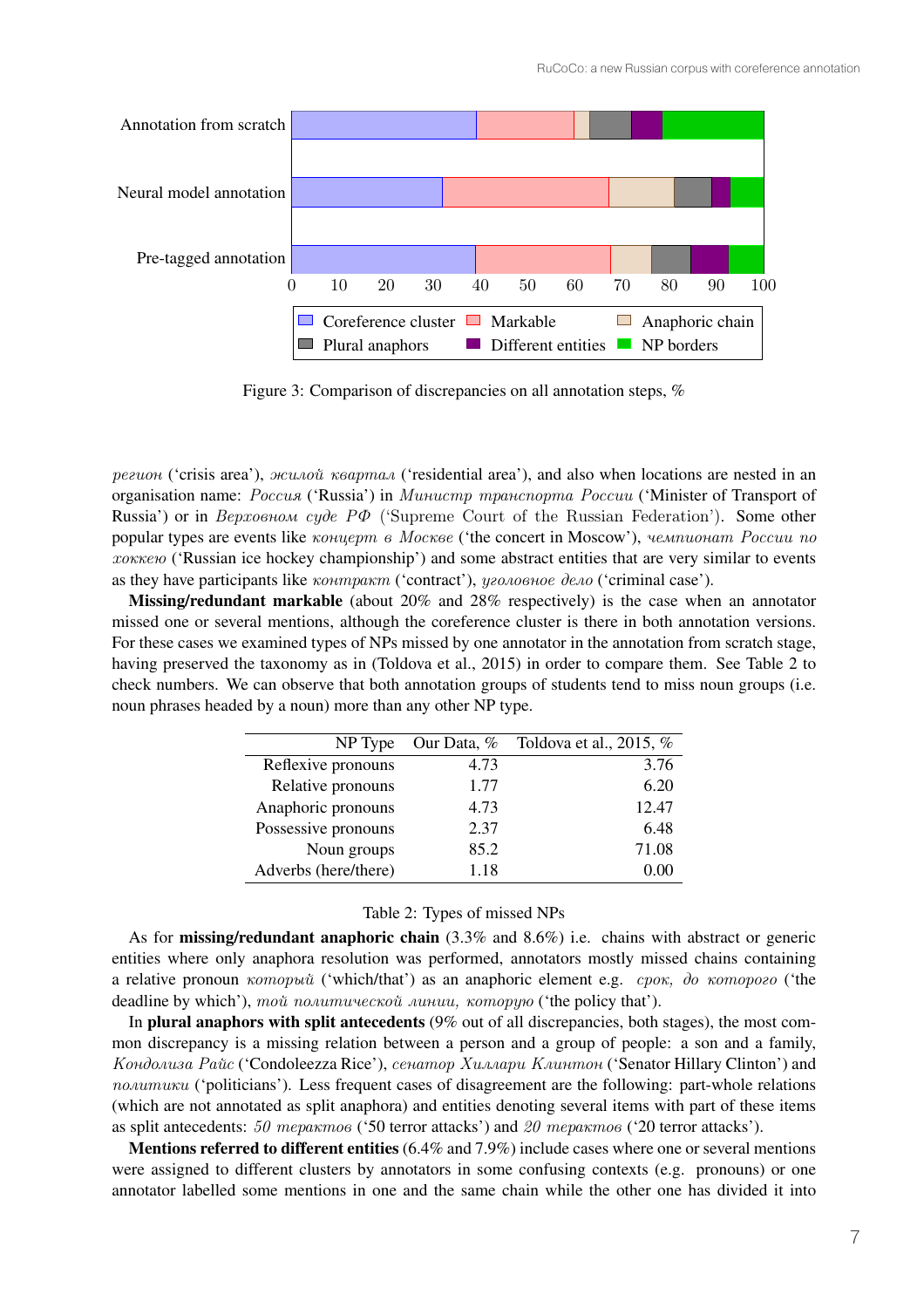Figure 3: Comparison of discrepancies on all annotation steps, %

*регион* ('crisis area'), *жилой квартал* ('residential area'), and also when locations are nested in an organisation name: *Россия* ('Russia') in *Министр транспорта России* ('Minister of Transport of Russia') or in *Верховном суде РФ* ('Supreme Court of the Russian Federation'). Some other popular types are events like *концерт в Москве* ('the concert in Moscow'), *чемпионат России по хоккею* ('Russian ice hockey championship') and some abstract entities that are very similar to events as they have participants like *контракт* ('contract'), *уголовное дело* ('criminal case').

**Missing/redundant markable** (about 20% and 28% respectively) is the case when an annotator missed one or several mentions, although the coreference cluster is there in both annotation versions. For these cases we examined types of NPs missed by one annotator in the annotation from scratch stage, having preserved the taxonomy as in (Toldova et al., 2015) in order to compare them. See Table 2 to check numbers. We can observe that both annotation groups of students tend to miss noun groups (i.e. noun phrases headed by a noun) more than any other NP type.

| NP Type | Our Data, % | Toldova et al., 2015, % |
|---|---|---|
| Reflexive pronouns | 4.73 | 3.76 |
| Relative pronouns | 1.77 | 6.20 |
| Anaphoric pronouns | 4.73 | 12.47 |
| Possessive pronouns | 2.37 | 6.48 |
| Noun groups | 85.2 | 71.08 |
| Adverbs (here/there) | 1.18 | 0.00 |

Table 2: Types of missed NPs

As for **missing/redundant anaphoric chain** (3.3% and 8.6%) i.e. chains with abstract or generic entities where only anaphora resolution was performed, annotators mostly missed chains containing a relative pronoun *который* ('which/that') as an anaphoric element e.g. *срок, до которого* ('the deadline by which'), *той политической линии, которую* ('the policy that').

In **plural anaphors with split antecedents** (9% out of all discrepancies, both stages), the most common discrepancy is a missing relation between a person and a group of people: a son and a family, *Кондолиза Райс* ('Condoleezza Rice'), *сенатор Хиллари Клинтон* ('Senator Hillary Clinton') and *политики* ('politicians'). Less frequent cases of disagreement are the following: part-whole relations (which are not annotated as split anaphora) and entities denoting several items with part of these items as split antecedents: *50 терактов* ('50 terror attacks') and *20 терактов* ('20 terror attacks').

**Mentions referred to different entities** (6.4% and 7.9%) include cases where one or several mentions were assigned to different clusters by annotators in some confusing contexts (e.g. pronouns) or one annotator labelled some mentions in one and the same chain while the other one has divided it into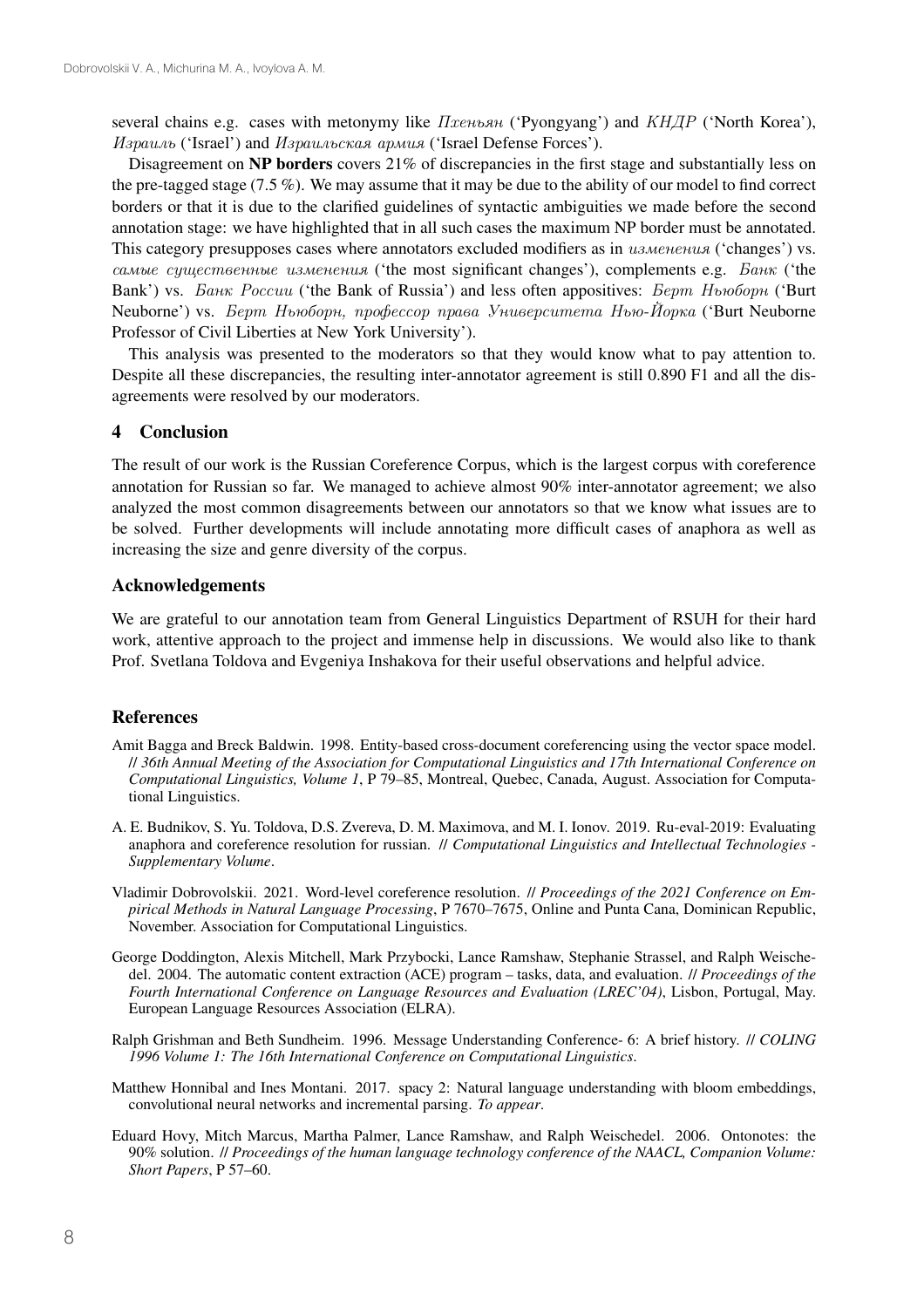several chains e.g. cases with metonymy like *Пхеньян* ('Pyongyang') and *КНДР* ('North Korea'), *Израиль* ('Israel') and *Израильская армия* ('Israel Defense Forces').

Disagreement on **NP borders** covers 21% of discrepancies in the first stage and substantially less on the pre-tagged stage (7.5 %). We may assume that it may be due to the ability of our model to find correct borders or that it is due to the clarified guidelines of syntactic ambiguities we made before the second annotation stage: we have highlighted that in all such cases the maximum NP border must be annotated. This category presupposes cases where annotators excluded modifiers as in *изменения* ('changes') vs. *самые существенные изменения* ('the most significant changes'), complements e.g. *Банк* ('the Bank') vs. *Банк России* ('the Bank of Russia') and less often appositives: *Берт Ньюборн* ('Burt Neuborne') vs. *Берт Ньюборн, профессор права Университета Нью-Йорка* ('Burt Neuborne Professor of Civil Liberties at New York University').

This analysis was presented to the moderators so that they would know what to pay attention to. Despite all these discrepancies, the resulting inter-annotator agreement is still 0.890 F1 and all the disagreements were resolved by our moderators.

## 4 Conclusion

The result of our work is the Russian Coreference Corpus, which is the largest corpus with coreference annotation for Russian so far. We managed to achieve almost 90% inter-annotator agreement; we also analyzed the most common disagreements between our annotators so that we know what issues are to be solved. Further developments will include annotating more difficult cases of anaphora as well as increasing the size and genre diversity of the corpus.

## Acknowledgements

We are grateful to our annotation team from General Linguistics Department of RSUH for their hard work, attentive approach to the project and immense help in discussions. We would also like to thank Prof. Svetlana Toldova and Evgeniya Inshakova for their useful observations and helpful advice.

## References

Amit Bagga and Breck Baldwin. 1998. Entity-based cross-document coreferencing using the vector space model. // *36th Annual Meeting of the Association for Computational Linguistics and 17th International Conference on Computational Linguistics, Volume 1*, P 79–85, Montreal, Quebec, Canada, August. Association for Computational Linguistics.

A. E. Budnikov, S. Yu. Toldova, D.S. Zvereva, D. M. Maximova, and M. I. Ionov. 2019. Ru-eval-2019: Evaluating anaphora and coreference resolution for russian. // *Computational Linguistics and Intellectual Technologies - Supplementary Volume*.

Vladimir Dobrovolskii. 2021. Word-level coreference resolution. // *Proceedings of the 2021 Conference on Empirical Methods in Natural Language Processing*, P 7670–7675, Online and Punta Cana, Dominican Republic, November. Association for Computational Linguistics.

George Doddington, Alexis Mitchell, Mark Przybocki, Lance Ramshaw, Stephanie Strassel, and Ralph Weischedel. 2004. The automatic content extraction (ACE) program – tasks, data, and evaluation. // *Proceedings of the Fourth International Conference on Language Resources and Evaluation (LREC'04)*, Lisbon, Portugal, May. European Language Resources Association (ELRA).

Ralph Grishman and Beth Sundheim. 1996. Message Understanding Conference- 6: A brief history. // *COLING 1996 Volume 1: The 16th International Conference on Computational Linguistics*.

Matthew Honnibal and Ines Montani. 2017. spacy 2: Natural language understanding with bloom embeddings, convolutional neural networks and incremental parsing. *To appear*.

Eduard Hovy, Mitch Marcus, Martha Palmer, Lance Ramshaw, and Ralph Weischedel. 2006. Ontonotes: the 90% solution. // *Proceedings of the human language technology conference of the NAACL, Companion Volume: Short Papers*, P 57–60.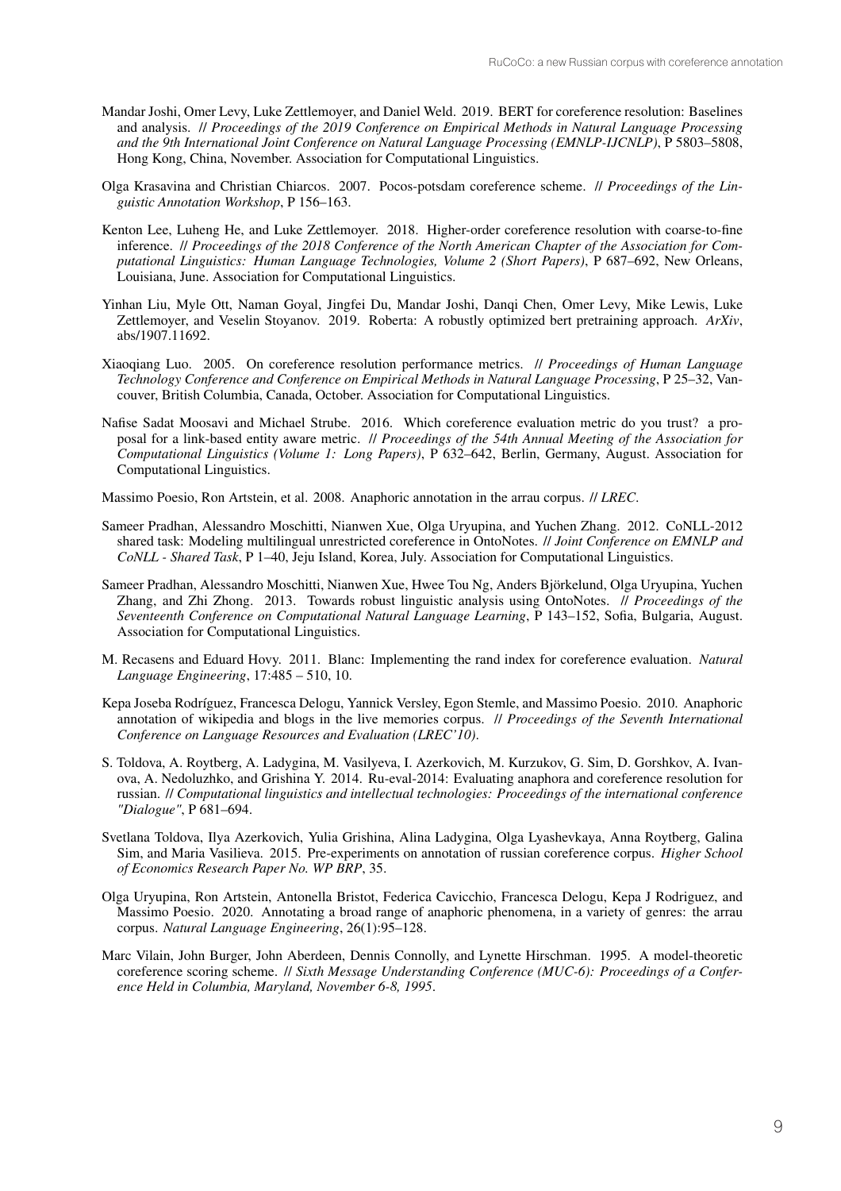Mandar Joshi, Omer Levy, Luke Zettlemoyer, and Daniel Weld. 2019. BERT for coreference resolution: Baselines and analysis. // *Proceedings of the 2019 Conference on Empirical Methods in Natural Language Processing and the 9th International Joint Conference on Natural Language Processing (EMNLP-IJCNLP)*, P 5803–5808, Hong Kong, China, November. Association for Computational Linguistics.

Olga Krasavina and Christian Chiarcos. 2007. Pocos-potsdam coreference scheme. // *Proceedings of the Linguistic Annotation Workshop*, P 156–163.

Kenton Lee, Luheng He, and Luke Zettlemoyer. 2018. Higher-order coreference resolution with coarse-to-fine inference. // *Proceedings of the 2018 Conference of the North American Chapter of the Association for Computational Linguistics: Human Language Technologies, Volume 2 (Short Papers)*, P 687–692, New Orleans, Louisiana, June. Association for Computational Linguistics.

Yinhan Liu, Myle Ott, Naman Goyal, Jingfei Du, Mandar Joshi, Danqi Chen, Omer Levy, Mike Lewis, Luke Zettlemoyer, and Veselin Stoyanov. 2019. Roberta: A robustly optimized bert pretraining approach. *ArXiv*, abs/1907.11692.

Xiaoqiang Luo. 2005. On coreference resolution performance metrics. // *Proceedings of Human Language Technology Conference and Conference on Empirical Methods in Natural Language Processing*, P 25–32, Vancouver, British Columbia, Canada, October. Association for Computational Linguistics.

Nafise Sadat Moosavi and Michael Strube. 2016. Which coreference evaluation metric do you trust? a proposal for a link-based entity aware metric. // *Proceedings of the 54th Annual Meeting of the Association for Computational Linguistics (Volume 1: Long Papers)*, P 632–642, Berlin, Germany, August. Association for Computational Linguistics.

Massimo Poesio, Ron Artstein, et al. 2008. Anaphoric annotation in the arrau corpus. // *LREC*.

Sameer Pradhan, Alessandro Moschitti, Nianwen Xue, Olga Uryupina, and Yuchen Zhang. 2012. CoNLL-2012 shared task: Modeling multilingual unrestricted coreference in OntoNotes. // *Joint Conference on EMNLP and CoNLL - Shared Task*, P 1–40, Jeju Island, Korea, July. Association for Computational Linguistics.

Sameer Pradhan, Alessandro Moschitti, Nianwen Xue, Hwee Tou Ng, Anders Björkelund, Olga Uryupina, Yuchen Zhang, and Zhi Zhong. 2013. Towards robust linguistic analysis using OntoNotes. // *Proceedings of the Seventeenth Conference on Computational Natural Language Learning*, P 143–152, Sofia, Bulgaria, August. Association for Computational Linguistics.

M. Recasens and Eduard Hovy. 2011. Blanc: Implementing the rand index for coreference evaluation. *Natural Language Engineering*, 17:485 – 510, 10.

Kepa Joseba Rodríguez, Francesca Delogu, Yannick Versley, Egon Stemle, and Massimo Poesio. 2010. Anaphoric annotation of wikipedia and blogs in the live memories corpus. // *Proceedings of the Seventh International Conference on Language Resources and Evaluation (LREC'10)*.

S. Toldova, A. Roytberg, A. Ladygina, M. Vasilyeva, I. Azerkovich, M. Kurzukov, G. Sim, D. Gorshkov, A. Ivanova, A. Nedoluzhko, and Grishina Y. 2014. Ru-eval-2014: Evaluating anaphora and coreference resolution for russian. // *Computational linguistics and intellectual technologies: Proceedings of the international conference "Dialogue"*, P 681–694.

Svetlana Toldova, Ilya Azerkovich, Yulia Grishina, Alina Ladygina, Olga Lyashevkaya, Anna Roytberg, Galina Sim, and Maria Vasilieva. 2015. Pre-experiments on annotation of russian coreference corpus. *Higher School of Economics Research Paper No. WP BRP*, 35.

Olga Uryupina, Ron Artstein, Antonella Bristot, Federica Cavicchio, Francesca Delogu, Kepa J Rodriguez, and Massimo Poesio. 2020. Annotating a broad range of anaphoric phenomena, in a variety of genres: the arrau corpus. *Natural Language Engineering*, 26(1):95–128.

Marc Vilain, John Burger, John Aberdeen, Dennis Connolly, and Lynette Hirschman. 1995. A model-theoretic coreference scoring scheme. // *Sixth Message Understanding Conference (MUC-6): Proceedings of a Conference Held in Columbia, Maryland, November 6-8, 1995*.